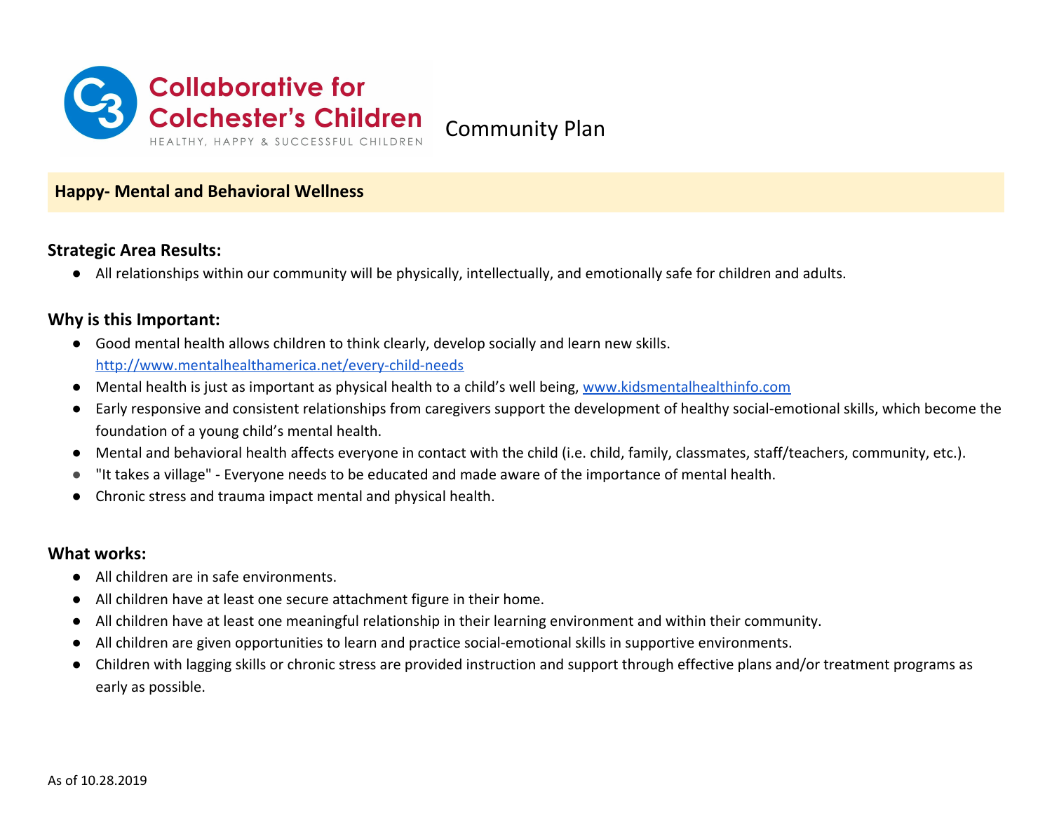# Collaborative for Colchester's Children

HEALTHY, HAPPY & SUCCESSFUL CHILDREN

Community Plan

## Happy- Mental and Behavioral Wellness

### Strategic Area Results:

- All relationships within our community will be physically, intellectually, and emotionally safe for children and adults.

### Why is this Important:

- Good mental health allows children to think clearly, develop socially and learn new skills. http://www.mentalhealthamerica.net/every-child-needs
- Mental health is just as important as physical health to a child's well being, www.kidsmentalhealthinfo.com
- Early responsive and consistent relationships from caregivers support the development of healthy social-emotional skills, which become the foundation of a young child's mental health.
- Mental and behavioral health affects everyone in contact with the child (i.e. child, family, classmates, staff/teachers, community, etc.).
- "It takes a village" - Everyone needs to be educated and made aware of the importance of mental health.
- Chronic stress and trauma impact mental and physical health.

### What works:

- All children are in safe environments.
- All children have at least one secure attachment figure in their home.
- All children have at least one meaningful relationship in their learning environment and within their community.
- All children are given opportunities to learn and practice social-emotional skills in supportive environments.
- Children with lagging skills or chronic stress are provided instruction and support through effective plans and/or treatment programs as early as possible.

As of 10.28.2019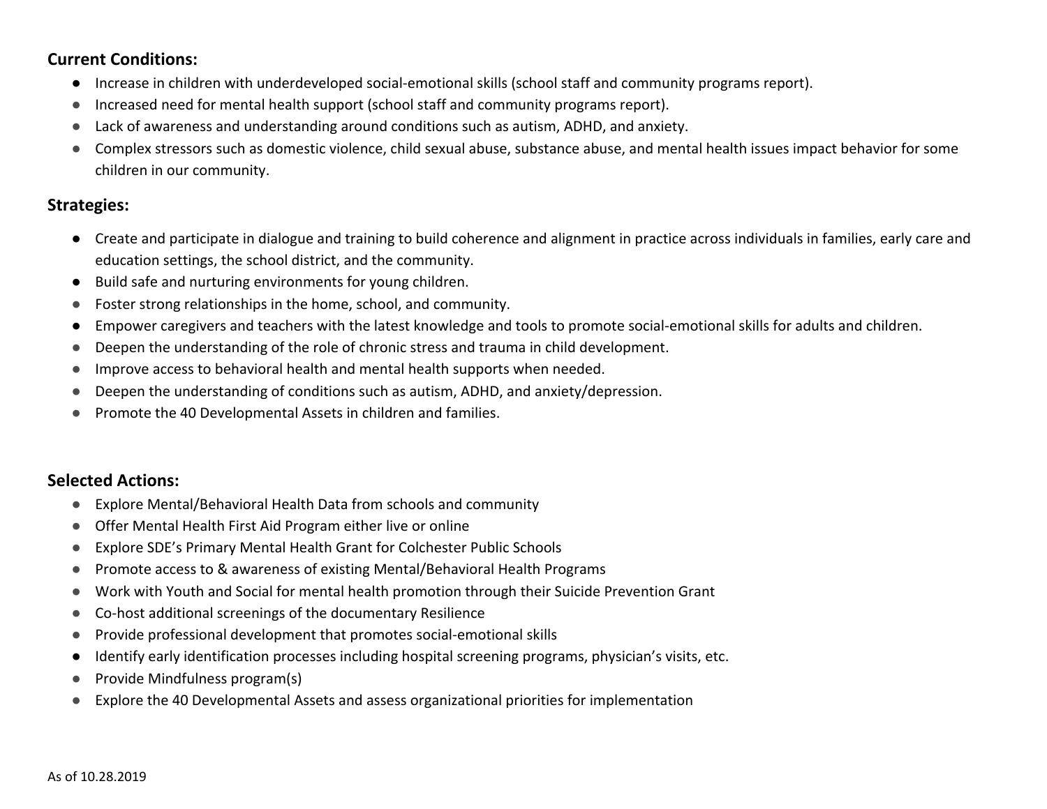**Current Conditions:**

- Increase in children with underdeveloped social-emotional skills (school staff and community programs report).
- Increased need for mental health support (school staff and community programs report).
- Lack of awareness and understanding around conditions such as autism, ADHD, and anxiety.
- Complex stressors such as domestic violence, child sexual abuse, substance abuse, and mental health issues impact behavior for some children in our community.

**Strategies:**

- Create and participate in dialogue and training to build coherence and alignment in practice across individuals in families, early care and education settings, the school district, and the community.
- Build safe and nurturing environments for young children.
- Foster strong relationships in the home, school, and community.
- Empower caregivers and teachers with the latest knowledge and tools to promote social-emotional skills for adults and children.
- Deepen the understanding of the role of chronic stress and trauma in child development.
- Improve access to behavioral health and mental health supports when needed.
- Deepen the understanding of conditions such as autism, ADHD, and anxiety/depression.
- Promote the 40 Developmental Assets in children and families.

**Selected Actions:**

- Explore Mental/Behavioral Health Data from schools and community
- Offer Mental Health First Aid Program either live or online
- Explore SDE's Primary Mental Health Grant for Colchester Public Schools
- Promote access to & awareness of existing Mental/Behavioral Health Programs
- Work with Youth and Social for mental health promotion through their Suicide Prevention Grant
- Co-host additional screenings of the documentary Resilience
- Provide professional development that promotes social-emotional skills
- Identify early identification processes including hospital screening programs, physician's visits, etc.
- Provide Mindfulness program(s)
- Explore the 40 Developmental Assets and assess organizational priorities for implementation

As of 10.28.2019